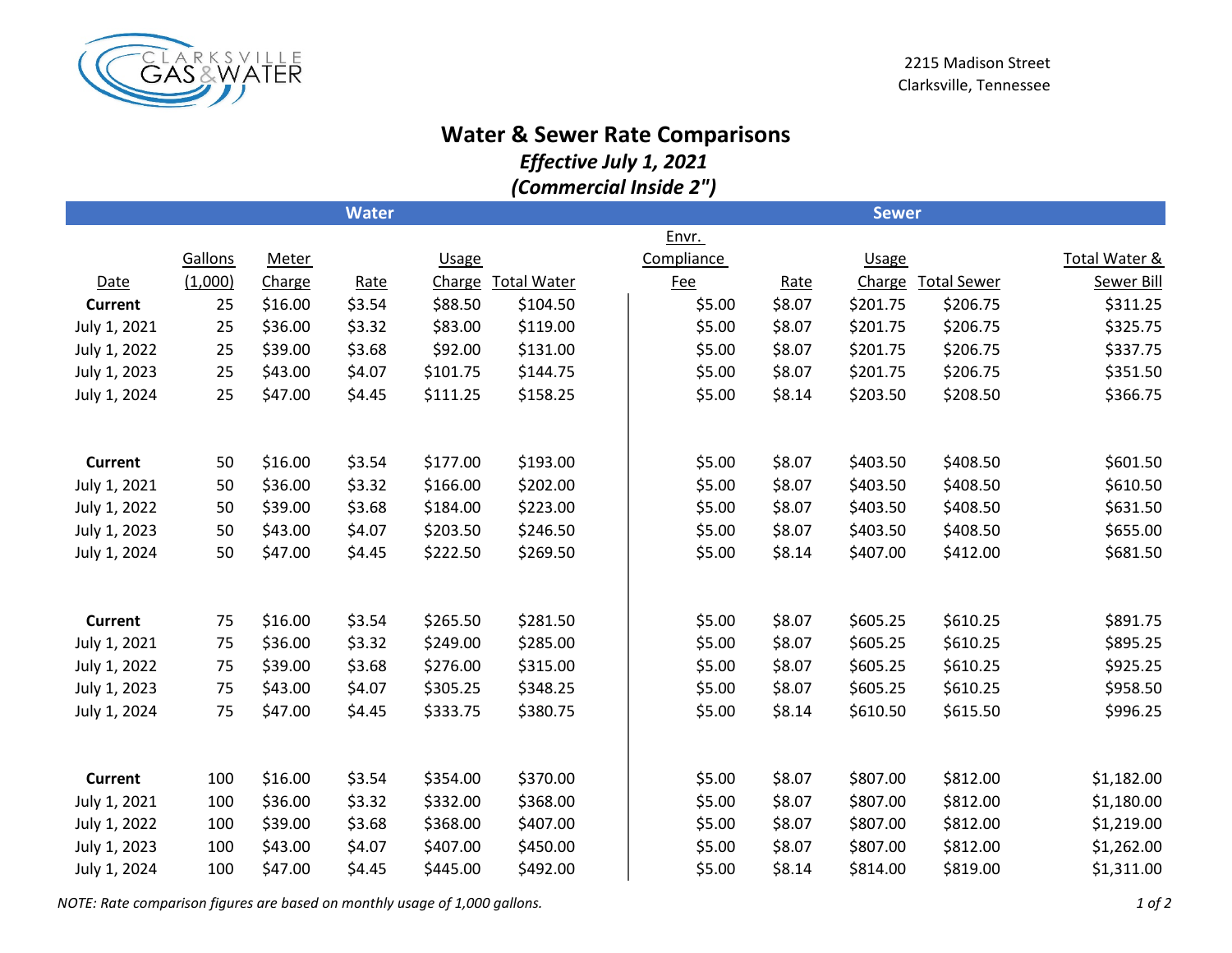CLARKSVILLE GAS & WATER

2215 Madison Street
Clarksville, Tennessee

# Water & Sewer Rate Comparisons

***Effective July 1, 2021***

***(Commercial Inside 2")***

| Water | | | | | | Sewer | | | | |
|---|---|---|---|---|---|---|---|---|---|---|
| Date | Gallons (1,000) | Meter Charge | Rate | Usage Charge | Total Water | Envr. Compliance Fee | Rate | Usage Charge | Total Sewer | Total Water & Sewer Bill |
| **Current** | 25 | $16.00 | $3.54 | $88.50 | $104.50 | $5.00 | $8.07 | $201.75 | $206.75 | $311.25 |
| July 1, 2021 | 25 | $36.00 | $3.32 | $83.00 | $119.00 | $5.00 | $8.07 | $201.75 | $206.75 | $325.75 |
| July 1, 2022 | 25 | $39.00 | $3.68 | $92.00 | $131.00 | $5.00 | $8.07 | $201.75 | $206.75 | $337.75 |
| July 1, 2023 | 25 | $43.00 | $4.07 | $101.75 | $144.75 | $5.00 | $8.07 | $201.75 | $206.75 | $351.50 |
| July 1, 2024 | 25 | $47.00 | $4.45 | $111.25 | $158.25 | $5.00 | $8.14 | $203.50 | $208.50 | $366.75 |
| | | | | | | | | | | |
| **Current** | 50 | $16.00 | $3.54 | $177.00 | $193.00 | $5.00 | $8.07 | $403.50 | $408.50 | $601.50 |
| July 1, 2021 | 50 | $36.00 | $3.32 | $166.00 | $202.00 | $5.00 | $8.07 | $403.50 | $408.50 | $610.50 |
| July 1, 2022 | 50 | $39.00 | $3.68 | $184.00 | $223.00 | $5.00 | $8.07 | $403.50 | $408.50 | $631.50 |
| July 1, 2023 | 50 | $43.00 | $4.07 | $203.50 | $246.50 | $5.00 | $8.07 | $403.50 | $408.50 | $655.00 |
| July 1, 2024 | 50 | $47.00 | $4.45 | $222.50 | $269.50 | $5.00 | $8.14 | $407.00 | $412.00 | $681.50 |
| | | | | | | | | | | |
| **Current** | 75 | $16.00 | $3.54 | $265.50 | $281.50 | $5.00 | $8.07 | $605.25 | $610.25 | $891.75 |
| July 1, 2021 | 75 | $36.00 | $3.32 | $249.00 | $285.00 | $5.00 | $8.07 | $605.25 | $610.25 | $895.25 |
| July 1, 2022 | 75 | $39.00 | $3.68 | $276.00 | $315.00 | $5.00 | $8.07 | $605.25 | $610.25 | $925.25 |
| July 1, 2023 | 75 | $43.00 | $4.07 | $305.25 | $348.25 | $5.00 | $8.07 | $605.25 | $610.25 | $958.50 |
| July 1, 2024 | 75 | $47.00 | $4.45 | $333.75 | $380.75 | $5.00 | $8.14 | $610.50 | $615.50 | $996.25 |
| | | | | | | | | | | |
| **Current** | 100 | $16.00 | $3.54 | $354.00 | $370.00 | $5.00 | $8.07 | $807.00 | $812.00 | $1,182.00 |
| July 1, 2021 | 100 | $36.00 | $3.32 | $332.00 | $368.00 | $5.00 | $8.07 | $807.00 | $812.00 | $1,180.00 |
| July 1, 2022 | 100 | $39.00 | $3.68 | $368.00 | $407.00 | $5.00 | $8.07 | $807.00 | $812.00 | $1,219.00 |
| July 1, 2023 | 100 | $43.00 | $4.07 | $407.00 | $450.00 | $5.00 | $8.07 | $807.00 | $812.00 | $1,262.00 |
| July 1, 2024 | 100 | $47.00 | $4.45 | $445.00 | $492.00 | $5.00 | $8.14 | $814.00 | $819.00 | $1,311.00 |

*NOTE: Rate comparison figures are based on monthly usage of 1,000 gallons.*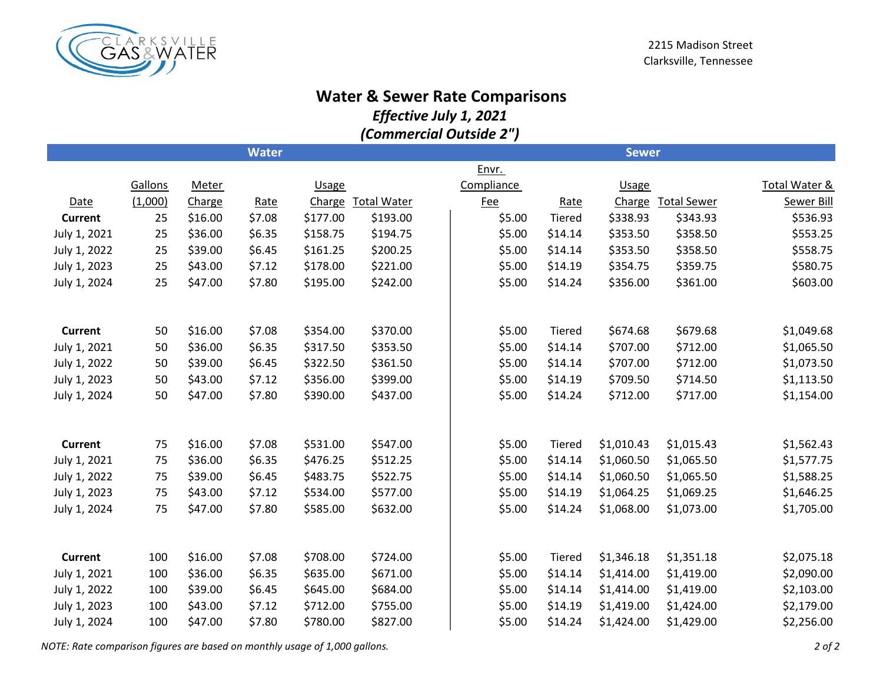CLARKSVILLE GAS & WATER

2215 Madison Street
Clarksville, Tennessee

# Water & Sewer Rate Comparisons

***Effective July 1, 2021***

***(Commercial Outside 2")***

| Water | | | | | | Sewer | | | | |
|---|---|---|---|---|---|---|---|---|---|---|
| Date | Gallons (1,000) | Meter Charge | Rate | Usage Charge | Total Water | Envr. Compliance Fee | Rate | Usage Charge | Total Sewer | Total Water & Sewer Bill |
| **Current** | 25 | $16.00 | $7.08 | $177.00 | $193.00 | $5.00 | Tiered | $338.93 | $343.93 | $536.93 |
| July 1, 2021 | 25 | $36.00 | $6.35 | $158.75 | $194.75 | $5.00 | $14.14 | $353.50 | $358.50 | $553.25 |
| July 1, 2022 | 25 | $39.00 | $6.45 | $161.25 | $200.25 | $5.00 | $14.14 | $353.50 | $358.50 | $558.75 |
| July 1, 2023 | 25 | $43.00 | $7.12 | $178.00 | $221.00 | $5.00 | $14.19 | $354.75 | $359.75 | $580.75 |
| July 1, 2024 | 25 | $47.00 | $7.80 | $195.00 | $242.00 | $5.00 | $14.24 | $356.00 | $361.00 | $603.00 |
| **Current** | 50 | $16.00 | $7.08 | $354.00 | $370.00 | $5.00 | Tiered | $674.68 | $679.68 | $1,049.68 |
| July 1, 2021 | 50 | $36.00 | $6.35 | $317.50 | $353.50 | $5.00 | $14.14 | $707.00 | $712.00 | $1,065.50 |
| July 1, 2022 | 50 | $39.00 | $6.45 | $322.50 | $361.50 | $5.00 | $14.14 | $707.00 | $712.00 | $1,073.50 |
| July 1, 2023 | 50 | $43.00 | $7.12 | $356.00 | $399.00 | $5.00 | $14.19 | $709.50 | $714.50 | $1,113.50 |
| July 1, 2024 | 50 | $47.00 | $7.80 | $390.00 | $437.00 | $5.00 | $14.24 | $712.00 | $717.00 | $1,154.00 |
| **Current** | 75 | $16.00 | $7.08 | $531.00 | $547.00 | $5.00 | Tiered | $1,010.43 | $1,015.43 | $1,562.43 |
| July 1, 2021 | 75 | $36.00 | $6.35 | $476.25 | $512.25 | $5.00 | $14.14 | $1,060.50 | $1,065.50 | $1,577.75 |
| July 1, 2022 | 75 | $39.00 | $6.45 | $483.75 | $522.75 | $5.00 | $14.14 | $1,060.50 | $1,065.50 | $1,588.25 |
| July 1, 2023 | 75 | $43.00 | $7.12 | $534.00 | $577.00 | $5.00 | $14.19 | $1,064.25 | $1,069.25 | $1,646.25 |
| July 1, 2024 | 75 | $47.00 | $7.80 | $585.00 | $632.00 | $5.00 | $14.24 | $1,068.00 | $1,073.00 | $1,705.00 |
| **Current** | 100 | $16.00 | $7.08 | $708.00 | $724.00 | $5.00 | Tiered | $1,346.18 | $1,351.18 | $2,075.18 |
| July 1, 2021 | 100 | $36.00 | $6.35 | $635.00 | $671.00 | $5.00 | $14.14 | $1,414.00 | $1,419.00 | $2,090.00 |
| July 1, 2022 | 100 | $39.00 | $6.45 | $645.00 | $684.00 | $5.00 | $14.14 | $1,414.00 | $1,419.00 | $2,103.00 |
| July 1, 2023 | 100 | $43.00 | $7.12 | $712.00 | $755.00 | $5.00 | $14.19 | $1,419.00 | $1,424.00 | $2,179.00 |
| July 1, 2024 | 100 | $47.00 | $7.80 | $780.00 | $827.00 | $5.00 | $14.24 | $1,424.00 | $1,429.00 | $2,256.00 |

*NOTE: Rate comparison figures are based on monthly usage of 1,000 gallons.*